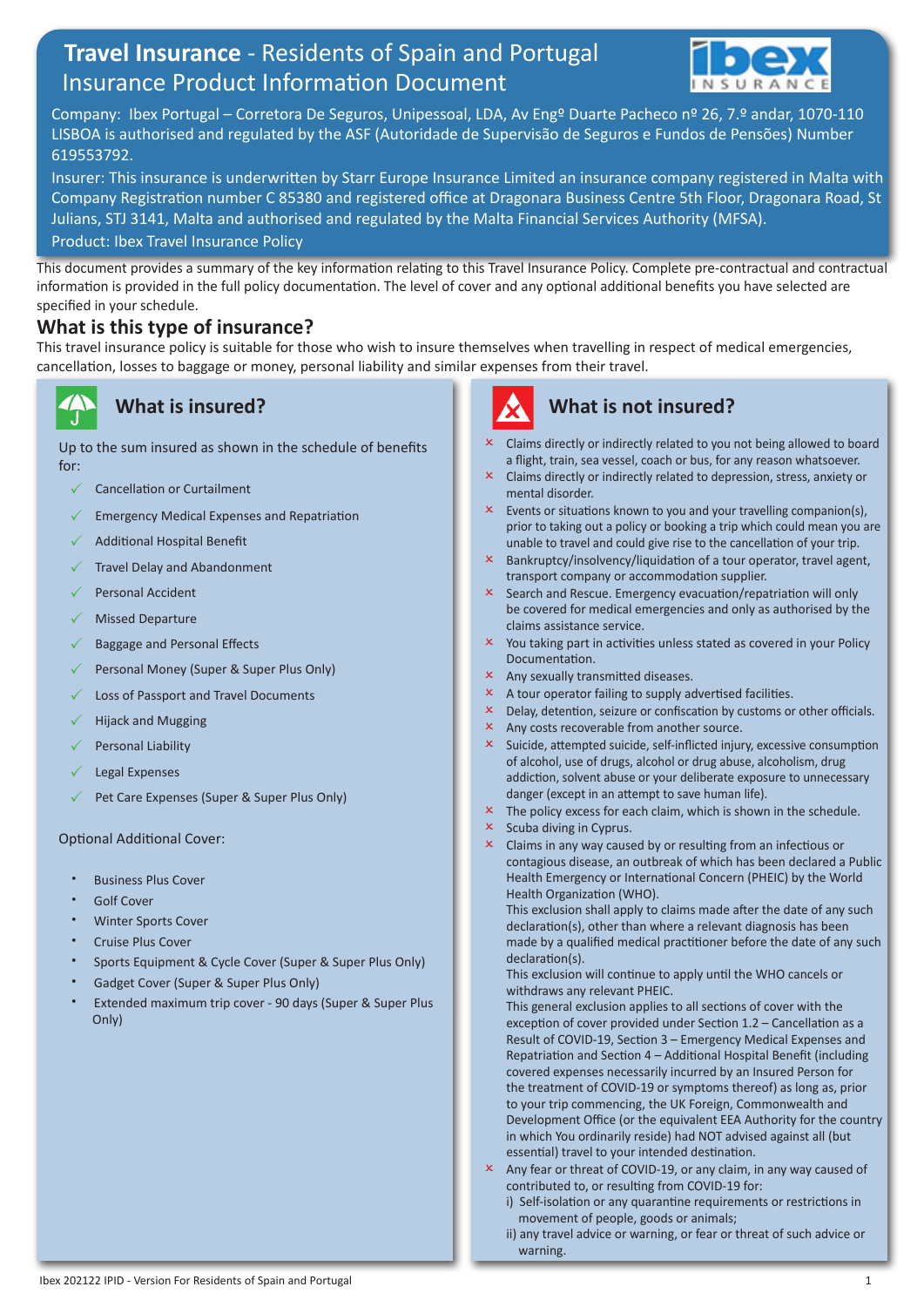# Travel Insurance - Residents of Spain and Portugal Insurance Product Information Document

Company: Ibex Portugal – Corretora De Seguros, Unipessoal, LDA, Av Engº Duarte Pacheco nº 26, 7.º andar, 1070-110 LISBOA is authorised and regulated by the ASF (Autoridade de Supervisão de Seguros e Fundos de Pensões) Number 619553792.

Insurer: This insurance is underwritten by Starr Europe Insurance Limited an insurance company registered in Malta with Company Registration number C 85380 and registered office at Dragonara Business Centre 5th Floor, Dragonara Road, St Julians, STJ 3141, Malta and authorised and regulated by the Malta Financial Services Authority (MFSA).

Product: Ibex Travel Insurance Policy

This document provides a summary of the key information relating to this Travel Insurance Policy. Complete pre-contractual and contractual information is provided in the full policy documentation. The level of cover and any optional additional benefits you have selected are specified in your schedule.

## What is this type of insurance?

This travel insurance policy is suitable for those who wish to insure themselves when travelling in respect of medical emergencies, cancellation, losses to baggage or money, personal liability and similar expenses from their travel.

## What is insured?

Up to the sum insured as shown in the schedule of benefits for:

- ✓ Cancellation or Curtailment
- ✓ Emergency Medical Expenses and Repatriation
- ✓ Additional Hospital Benefit
- ✓ Travel Delay and Abandonment
- ✓ Personal Accident
- ✓ Missed Departure
- ✓ Baggage and Personal Effects
- ✓ Personal Money (Super & Super Plus Only)
- ✓ Loss of Passport and Travel Documents
- ✓ Hijack and Mugging
- ✓ Personal Liability
- ✓ Legal Expenses
- ✓ Pet Care Expenses (Super & Super Plus Only)

Optional Additional Cover:

- Business Plus Cover
- Golf Cover
- Winter Sports Cover
- Cruise Plus Cover
- Sports Equipment & Cycle Cover (Super & Super Plus Only)
- Gadget Cover (Super & Super Plus Only)
- Extended maximum trip cover - 90 days (Super & Super Plus Only)

## What is not insured?

- ✗ Claims directly or indirectly related to you not being allowed to board a flight, train, sea vessel, coach or bus, for any reason whatsoever.
- ✗ Claims directly or indirectly related to depression, stress, anxiety or mental disorder.
- ✗ Events or situations known to you and your travelling companion(s), prior to taking out a policy or booking a trip which could mean you are unable to travel and could give rise to the cancellation of your trip.
- ✗ Bankruptcy/insolvency/liquidation of a tour operator, travel agent, transport company or accommodation supplier.
- ✗ Search and Rescue. Emergency evacuation/repatriation will only be covered for medical emergencies and only as authorised by the claims assistance service.
- ✗ You taking part in activities unless stated as covered in your Policy Documentation.
- ✗ Any sexually transmitted diseases.
- ✗ A tour operator failing to supply advertised facilities.
- ✗ Delay, detention, seizure or confiscation by customs or other officials.
- ✗ Any costs recoverable from another source.
- ✗ Suicide, attempted suicide, self-inflicted injury, excessive consumption of alcohol, use of drugs, alcohol or drug abuse, alcoholism, drug addiction, solvent abuse or your deliberate exposure to unnecessary danger (except in an attempt to save human life).
- ✗ The policy excess for each claim, which is shown in the schedule.
- ✗ Scuba diving in Cyprus.
- ✗ Claims in any way caused by or resulting from an infectious or contagious disease, an outbreak of which has been declared a Public Health Emergency or International Concern (PHEIC) by the World Health Organization (WHO).
  This exclusion shall apply to claims made after the date of any such declaration(s), other than where a relevant diagnosis has been made by a qualified medical practitioner before the date of any such declaration(s).
  This exclusion will continue to apply until the WHO cancels or withdraws any relevant PHEIC.
  This general exclusion applies to all sections of cover with the exception of cover provided under Section 1.2 – Cancellation as a Result of COVID-19, Section 3 – Emergency Medical Expenses and Repatriation and Section 4 – Additional Hospital Benefit (including covered expenses necessarily incurred by an Insured Person for the treatment of COVID-19 or symptoms thereof) as long as, prior to your trip commencing, the UK Foreign, Commonwealth and Development Office (or the equivalent EEA Authority for the country in which You ordinarily reside) had NOT advised against all (but essential) travel to your intended destination.
- ✗ Any fear or threat of COVID-19, or any claim, in any way caused of contributed to, or resulting from COVID-19 for:
  i) Self-isolation or any quarantine requirements or restrictions in movement of people, goods or animals;
  ii) any travel advice or warning, or fear or threat of such advice or warning.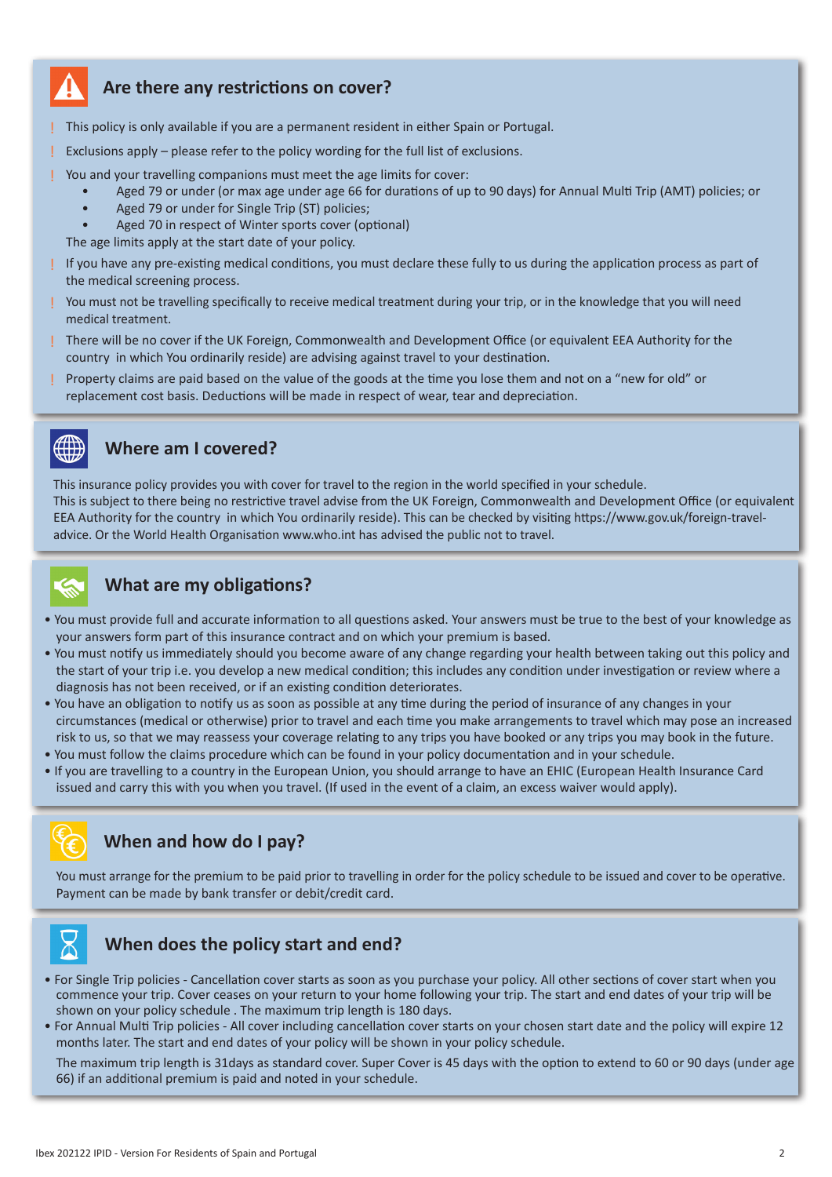## Are there any restrictions on cover?

- This policy is only available if you are a permanent resident in either Spain or Portugal.
- Exclusions apply – please refer to the policy wording for the full list of exclusions.
- You and your travelling companions must meet the age limits for cover:
    - Aged 79 or under (or max age under age 66 for durations of up to 90 days) for Annual Multi Trip (AMT) policies; or
    - Aged 79 or under for Single Trip (ST) policies;
    - Aged 70 in respect of Winter sports cover (optional)

  The age limits apply at the start date of your policy.
- If you have any pre-existing medical conditions, you must declare these fully to us during the application process as part of the medical screening process.
- You must not be travelling specifically to receive medical treatment during your trip, or in the knowledge that you will need medical treatment.
- There will be no cover if the UK Foreign, Commonwealth and Development Office (or equivalent EEA Authority for the country in which You ordinarily reside) are advising against travel to your destination.
- Property claims are paid based on the value of the goods at the time you lose them and not on a "new for old" or replacement cost basis. Deductions will be made in respect of wear, tear and depreciation.

## Where am I covered?

This insurance policy provides you with cover for travel to the region in the world specified in your schedule.
This is subject to there being no restrictive travel advise from the UK Foreign, Commonwealth and Development Office (or equivalent EEA Authority for the country in which You ordinarily reside). This can be checked by visiting https://www.gov.uk/foreign-travel-advice. Or the World Health Organisation www.who.int has advised the public not to travel.

## What are my obligations?

- You must provide full and accurate information to all questions asked. Your answers must be true to the best of your knowledge as your answers form part of this insurance contract and on which your premium is based.
- You must notify us immediately should you become aware of any change regarding your health between taking out this policy and the start of your trip i.e. you develop a new medical condition; this includes any condition under investigation or review where a diagnosis has not been received, or if an existing condition deteriorates.
- You have an obligation to notify us as soon as possible at any time during the period of insurance of any changes in your circumstances (medical or otherwise) prior to travel and each time you make arrangements to travel which may pose an increased risk to us, so that we may reassess your coverage relating to any trips you have booked or any trips you may book in the future.
- You must follow the claims procedure which can be found in your policy documentation and in your schedule.
- If you are travelling to a country in the European Union, you should arrange to have an EHIC (European Health Insurance Card issued and carry this with you when you travel. (If used in the event of a claim, an excess waiver would apply).

## When and how do I pay?

You must arrange for the premium to be paid prior to travelling in order for the policy schedule to be issued and cover to be operative. Payment can be made by bank transfer or debit/credit card.

## When does the policy start and end?

- For Single Trip policies - Cancellation cover starts as soon as you purchase your policy. All other sections of cover start when you commence your trip. Cover ceases on your return to your home following your trip. The start and end dates of your trip will be shown on your policy schedule . The maximum trip length is 180 days.
- For Annual Multi Trip policies - All cover including cancellation cover starts on your chosen start date and the policy will expire 12 months later. The start and end dates of your policy will be shown in your policy schedule.

  The maximum trip length is 31days as standard cover. Super Cover is 45 days with the option to extend to 60 or 90 days (under age 66) if an additional premium is paid and noted in your schedule.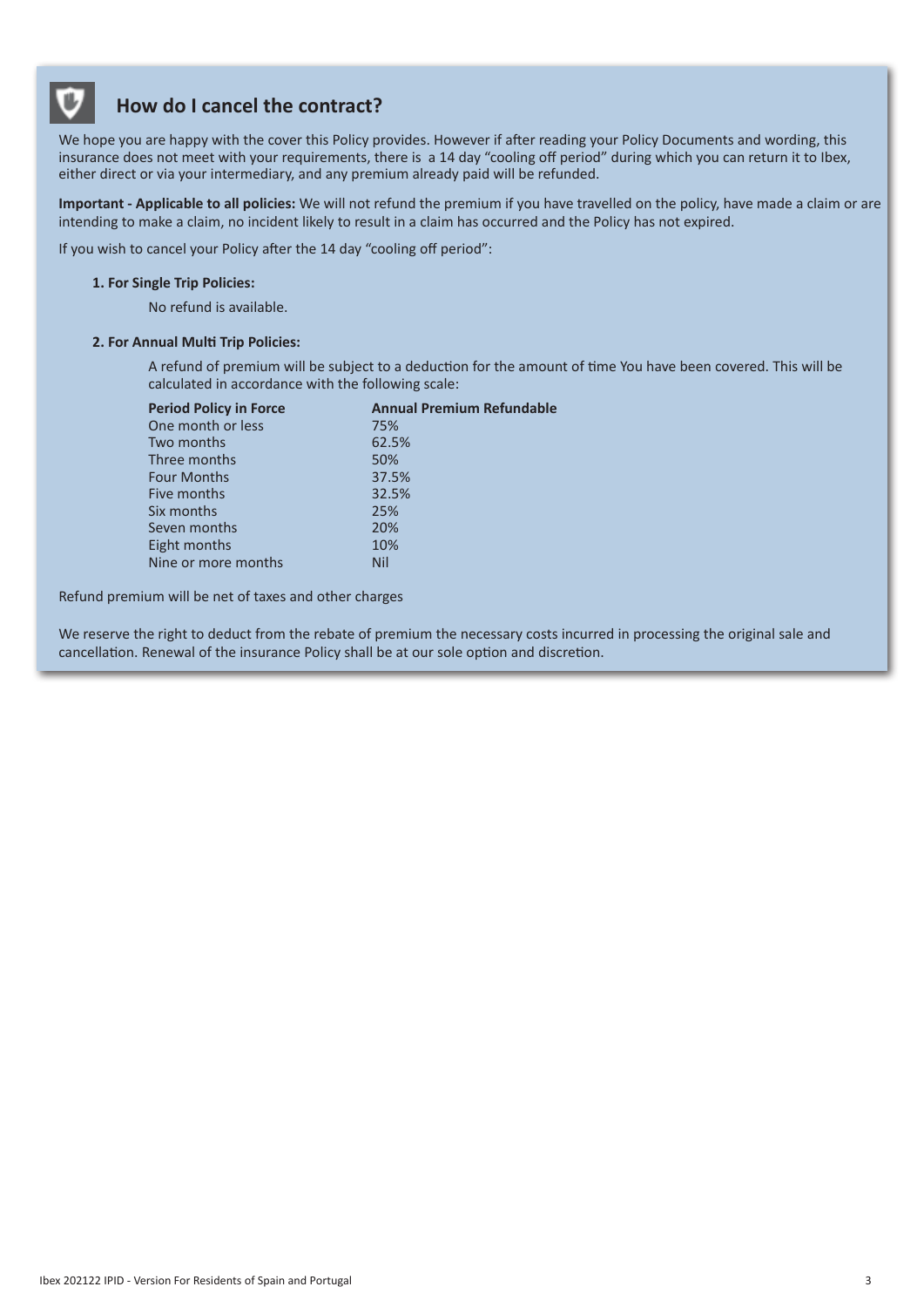## How do I cancel the contract?

We hope you are happy with the cover this Policy provides. However if after reading your Policy Documents and wording, this insurance does not meet with your requirements, there is a 14 day "cooling off period" during which you can return it to Ibex, either direct or via your intermediary, and any premium already paid will be refunded.

**Important - Applicable to all policies:** We will not refund the premium if you have travelled on the policy, have made a claim or are intending to make a claim, no incident likely to result in a claim has occurred and the Policy has not expired.

If you wish to cancel your Policy after the 14 day "cooling off period":

**1. For Single Trip Policies:**

No refund is available.

**2. For Annual Multi Trip Policies:**

A refund of premium will be subject to a deduction for the amount of time You have been covered. This will be calculated in accordance with the following scale:

| Period Policy in Force | Annual Premium Refundable |
|---|---|
| One month or less | 75% |
| Two months | 62.5% |
| Three months | 50% |
| Four Months | 37.5% |
| Five months | 32.5% |
| Six months | 25% |
| Seven months | 20% |
| Eight months | 10% |
| Nine or more months | Nil |

Refund premium will be net of taxes and other charges

We reserve the right to deduct from the rebate of premium the necessary costs incurred in processing the original sale and cancellation. Renewal of the insurance Policy shall be at our sole option and discretion.